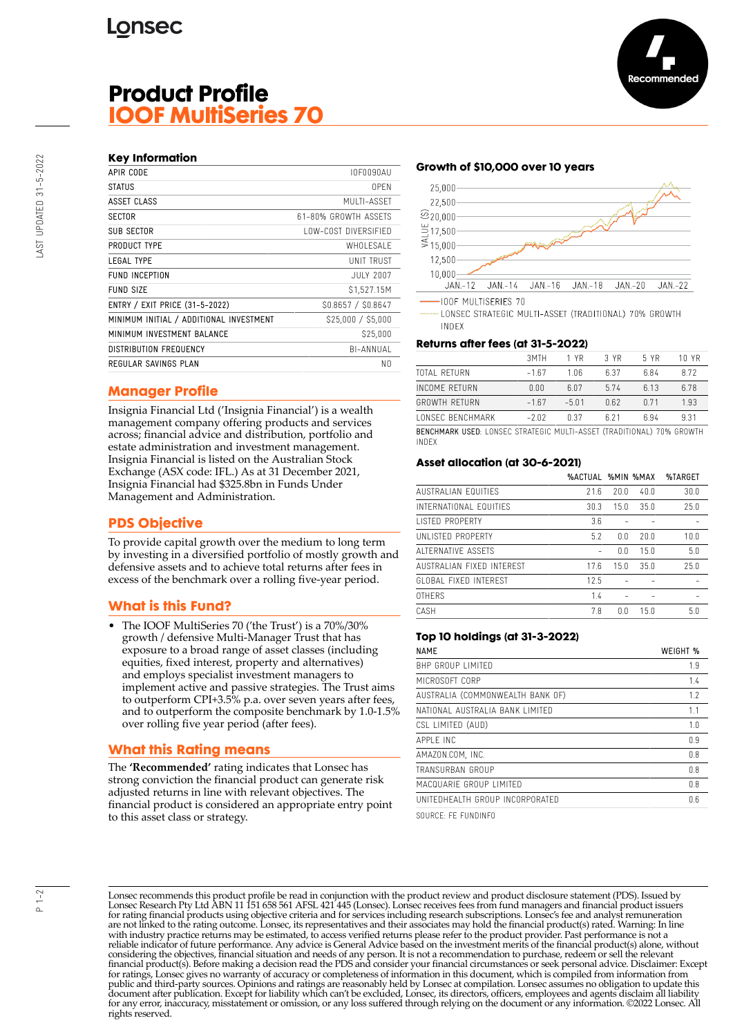Lonsec

# Product Profile
# IOOF MultiSeries 70

Recommended

### Key Information

| | |
|---|---|
| APIR CODE | IOF0090AU |
| STATUS | OPEN |
| ASSET CLASS | MULTI-ASSET |
| SECTOR | 61-80% GROWTH ASSETS |
| SUB SECTOR | LOW-COST DIVERSIFIED |
| PRODUCT TYPE | WHOLESALE |
| LEGAL TYPE | UNIT TRUST |
| FUND INCEPTION | JULY 2007 |
| FUND SIZE | $1,527.15M |
| ENTRY / EXIT PRICE (31-5-2022) | $0.8657 / $0.8647 |
| MINIMUM INITIAL / ADDITIONAL INVESTMENT | $25,000 / $5,000 |
| MINIMUM INVESTMENT BALANCE | $25,000 |
| DISTRIBUTION FREQUENCY | BI-ANNUAL |
| REGULAR SAVINGS PLAN | NO |

## Manager Profile

Insignia Financial Ltd ('Insignia Financial') is a wealth management company offering products and services across; financial advice and distribution, portfolio and estate administration and investment management. Insignia Financial is listed on the Australian Stock Exchange (ASX code: IFL.) As at 31 December 2021, Insignia Financial had $325.8bn in Funds Under Management and Administration.

## PDS Objective

To provide capital growth over the medium to long term by investing in a diversified portfolio of mostly growth and defensive assets and to achieve total returns after fees in excess of the benchmark over a rolling five-year period.

## What is this Fund?

- The IOOF MultiSeries 70 ('the Trust') is a 70%/30% growth / defensive Multi-Manager Trust that has exposure to a broad range of asset classes (including equities, fixed interest, property and alternatives) and employs specialist investment managers to implement active and passive strategies. The Trust aims to outperform CPI+3.5% p.a. over seven years after fees, and to outperform the composite benchmark by 1.0-1.5% over rolling five year period (after fees).

## What this Rating means

The **'Recommended'** rating indicates that Lonsec has strong conviction the financial product can generate risk adjusted returns in line with relevant objectives. The financial product is considered an appropriate entry point to this asset class or strategy.

### Growth of $10,000 over 10 years

VALUE ($): 10,000 – 25,000; JAN.-12 to JAN.-22

— IOOF MULTISERIES 70
···· LONSEC STRATEGIC MULTI-ASSET (TRADITIONAL) 70% GROWTH INDEX

### Returns after fees (at 31-5-2022)

| | 3MTH | 1 YR | 3 YR | 5 YR | 10 YR |
|---|---|---|---|---|---|
| TOTAL RETURN | -1.67 | 1.06 | 6.37 | 6.84 | 8.72 |
| INCOME RETURN | 0.00 | 6.07 | 5.74 | 6.13 | 6.78 |
| GROWTH RETURN | -1.67 | -5.01 | 0.62 | 0.71 | 1.93 |
| LONSEC BENCHMARK | -2.02 | 0.37 | 6.21 | 6.94 | 9.31 |

BENCHMARK USED: LONSEC STRATEGIC MULTI-ASSET (TRADITIONAL) 70% GROWTH INDEX

### Asset allocation (at 30-6-2021)

| | %ACTUAL | %MIN | %MAX | %TARGET |
|---|---|---|---|---|
| AUSTRALIAN EQUITIES | 21.6 | 20.0 | 40.0 | 30.0 |
| INTERNATIONAL EQUITIES | 30.3 | 15.0 | 35.0 | 25.0 |
| LISTED PROPERTY | 3.6 | - | - | - |
| UNLISTED PROPERTY | 5.2 | 0.0 | 20.0 | 10.0 |
| ALTERNATIVE ASSETS | - | 0.0 | 15.0 | 5.0 |
| AUSTRALIAN FIXED INTEREST | 17.6 | 15.0 | 35.0 | 25.0 |
| GLOBAL FIXED INTEREST | 12.5 | - | - | - |
| OTHERS | 1.4 | - | - | - |
| CASH | 7.8 | 0.0 | 15.0 | 5.0 |

### Top 10 holdings (at 31-3-2022)

| NAME | WEIGHT % |
|---|---|
| BHP GROUP LIMITED | 1.9 |
| MICROSOFT CORP | 1.4 |
| AUSTRALIA (COMMONWEALTH BANK OF) | 1.2 |
| NATIONAL AUSTRALIA BANK LIMITED | 1.1 |
| CSL LIMITED (AUD) | 1.0 |
| APPLE INC | 0.9 |
| AMAZON.COM, INC. | 0.8 |
| TRANSURBAN GROUP | 0.8 |
| MACQUARIE GROUP LIMITED | 0.8 |
| UNITEDHEALTH GROUP INCORPORATED | 0.6 |

SOURCE: FE FUNDINFO

Lonsec recommends this product profile be read in conjunction with the product review and product disclosure statement (PDS). Issued by Lonsec Research Pty Ltd ABN 11 151 658 561 AFSL 421 445 (Lonsec). Lonsec receives fees from fund managers and financial product issuers for rating financial products using objective criteria and for services including research subscriptions. Lonsec's fee and analyst remuneration are not linked to the rating outcome. Lonsec, its representatives and their associates may hold the financial product(s) rated. Warning: In line with industry practice returns may be estimated, to access verified returns please refer to the product provider. Past performance is not a reliable indicator of future performance. Any advice is General Advice based on the investment merits of the financial product(s) alone, without considering the objectives, financial situation and needs of any person. It is not a recommendation to purchase, redeem or sell the relevant financial product(s). Before making a decision read the PDS and consider your financial circumstances or seek personal advice. Disclaimer: Except for ratings, Lonsec gives no warranty of accuracy or completeness of information in this document, which is compiled from information from public and third-party sources. Opinions and ratings are reasonably held by Lonsec at compilation. Lonsec assumes no obligation to update this document after publication. Except for liability which can't be excluded, Lonsec, its directors, officers, employees and agents disclaim all liability for any error, inaccuracy, misstatement or omission, or any loss suffered through relying on the document or any information. ©2022 Lonsec. All rights reserved.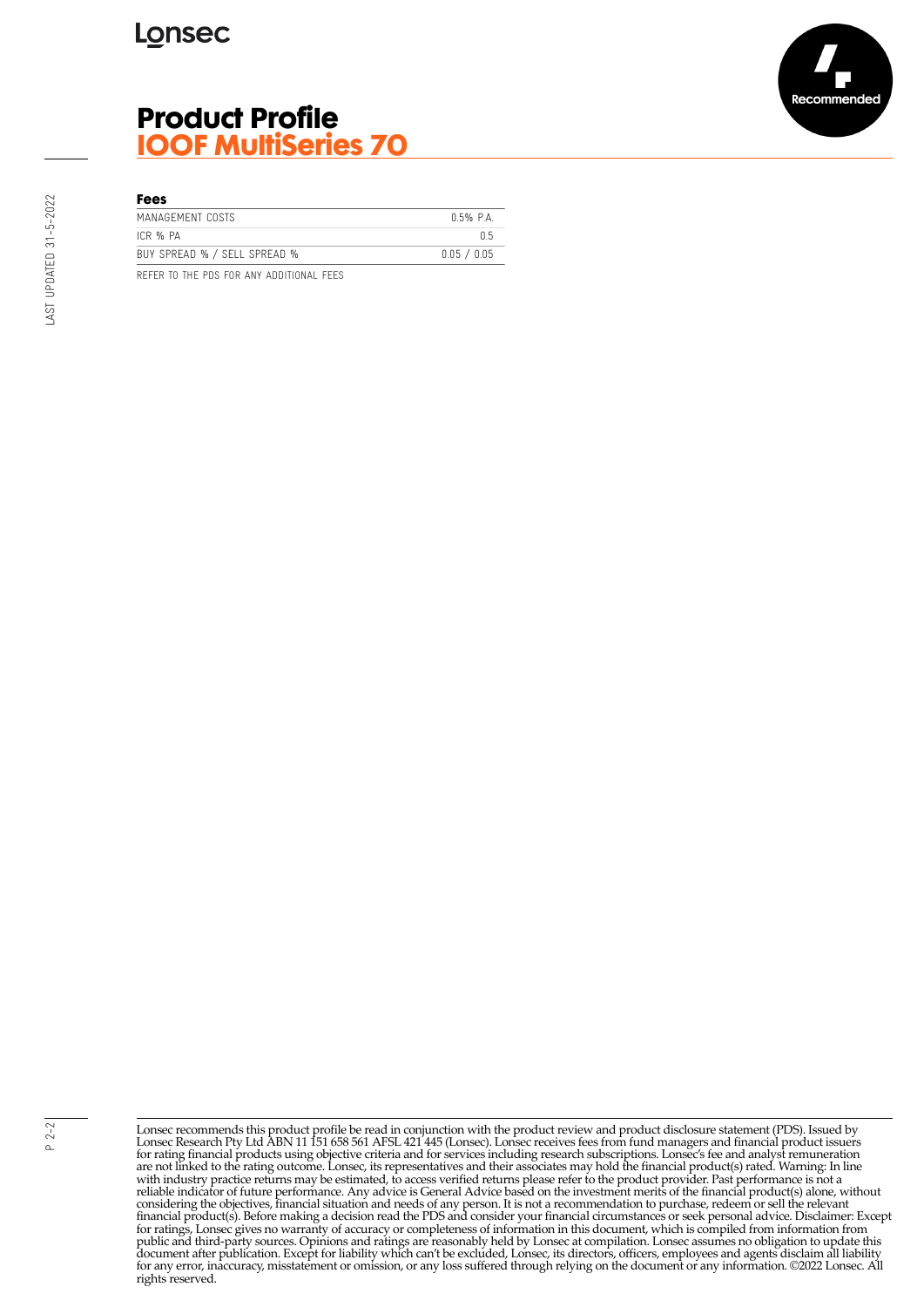# Product Profile
## IOOF MultiSeries 70

Recommended

### Fees

| | |
|---|---|
| MANAGEMENT COSTS | 0.5% P.A. |
| ICR % PA | 0.5 |
| BUY SPREAD % / SELL SPREAD % | 0.05 / 0.05 |

REFER TO THE PDS FOR ANY ADDITIONAL FEES

Lonsec recommends this product profile be read in conjunction with the product review and product disclosure statement (PDS). Issued by Lonsec Research Pty Ltd ABN 11 151 658 561 AFSL 421 445 (Lonsec). Lonsec receives fees from fund managers and financial product issuers for rating financial products using objective criteria and for services including research subscriptions. Lonsec's fee and analyst remuneration are not linked to the rating outcome. Lonsec, its representatives and their associates may hold the financial product(s) rated. Warning: In line with industry practice returns may be estimated, to access verified returns please refer to the product provider. Past performance is not a reliable indicator of future performance. Any advice is General Advice based on the investment merits of the financial product(s) alone, without considering the objectives, financial situation and needs of any person. It is not a recommendation to purchase, redeem or sell the relevant financial product(s). Before making a decision read the PDS and consider your financial circumstances or seek personal advice. Disclaimer: Except for ratings, Lonsec gives no warranty of accuracy or completeness of information in this document, which is compiled from information from public and third-party sources. Opinions and ratings are reasonably held by Lonsec at compilation. Lonsec assumes no obligation to update this document after publication. Except for liability which can't be excluded, Lonsec, its directors, officers, employees and agents disclaim all liability for any error, inaccuracy, misstatement or omission, or any loss suffered through relying on the document or any information. ©2022 Lonsec. All rights reserved.